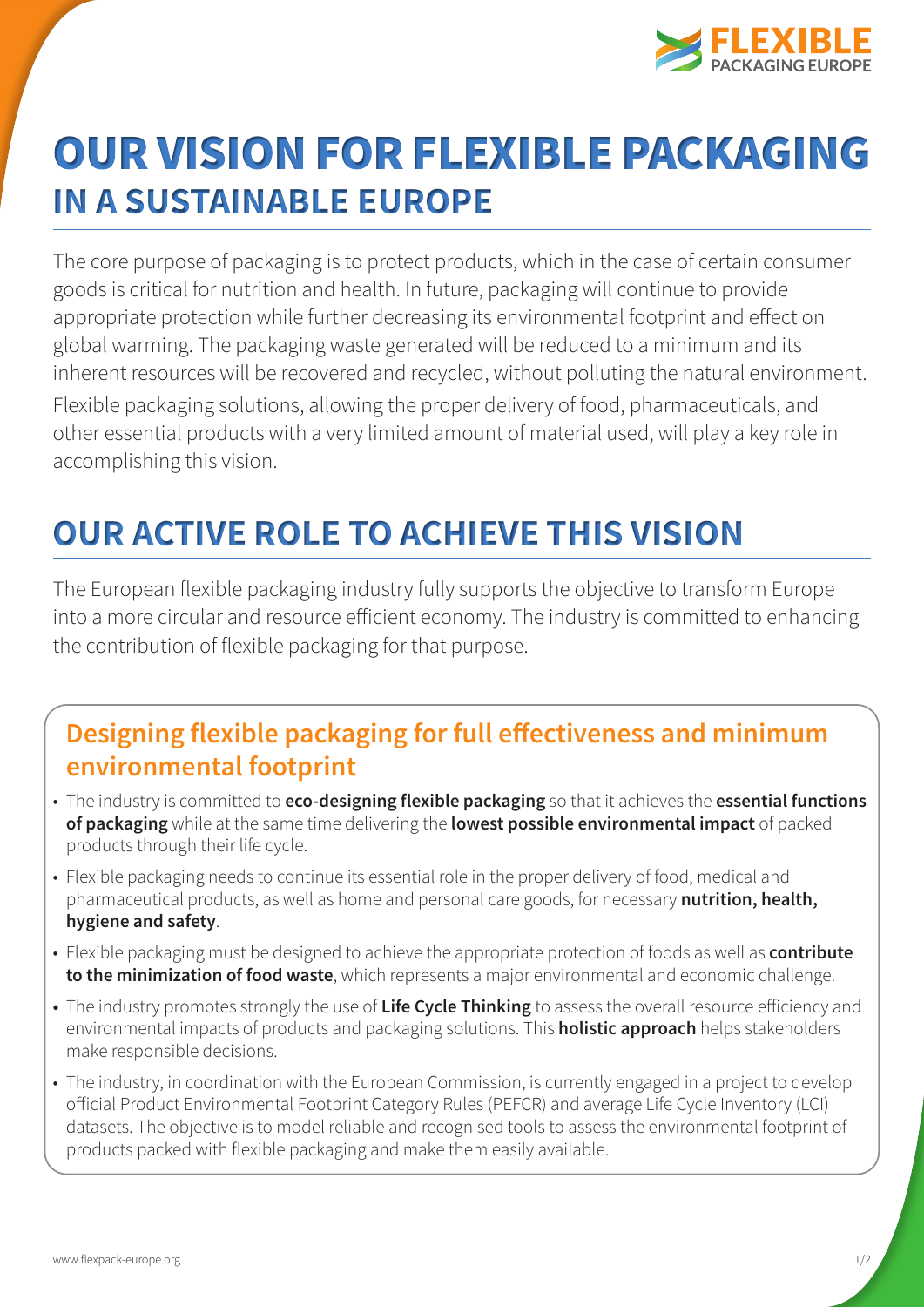# OUR VISION FOR FLEXIBLE PACKAGING
## IN A SUSTAINABLE EUROPE

The core purpose of packaging is to protect products, which in the case of certain consumer goods is critical for nutrition and health. In future, packaging will continue to provide appropriate protection while further decreasing its environmental footprint and effect on global warming. The packaging waste generated will be reduced to a minimum and its inherent resources will be recovered and recycled, without polluting the natural environment.

Flexible packaging solutions, allowing the proper delivery of food, pharmaceuticals, and other essential products with a very limited amount of material used, will play a key role in accomplishing this vision.

# OUR ACTIVE ROLE TO ACHIEVE THIS VISION

The European flexible packaging industry fully supports the objective to transform Europe into a more circular and resource efficient economy. The industry is committed to enhancing the contribution of flexible packaging for that purpose.

### Designing flexible packaging for full effectiveness and minimum environmental footprint

- The industry is committed to **eco-designing flexible packaging** so that it achieves the **essential functions of packaging** while at the same time delivering the **lowest possible environmental impact** of packed products through their life cycle.
- Flexible packaging needs to continue its essential role in the proper delivery of food, medical and pharmaceutical products, as well as home and personal care goods, for necessary **nutrition, health, hygiene and safety**.
- Flexible packaging must be designed to achieve the appropriate protection of foods as well as **contribute to the minimization of food waste**, which represents a major environmental and economic challenge.
- The industry promotes strongly the use of **Life Cycle Thinking** to assess the overall resource efficiency and environmental impacts of products and packaging solutions. This **holistic approach** helps stakeholders make responsible decisions.
- The industry, in coordination with the European Commission, is currently engaged in a project to develop official Product Environmental Footprint Category Rules (PEFCR) and average Life Cycle Inventory (LCI) datasets. The objective is to model reliable and recognised tools to assess the environmental footprint of products packed with flexible packaging and make them easily available.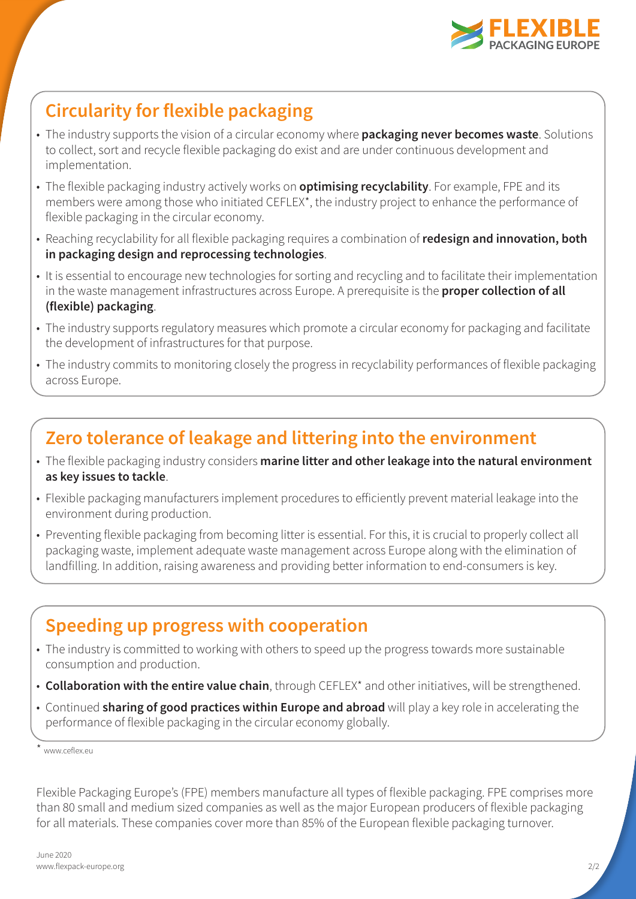## Circularity for flexible packaging

- The industry supports the vision of a circular economy where **packaging never becomes waste**. Solutions to collect, sort and recycle flexible packaging do exist and are under continuous development and implementation.
- The flexible packaging industry actively works on **optimising recyclability**. For example, FPE and its members were among those who initiated CEFLEX*, the industry project to enhance the performance of flexible packaging in the circular economy.
- Reaching recyclability for all flexible packaging requires a combination of **redesign and innovation, both in packaging design and reprocessing technologies**.
- It is essential to encourage new technologies for sorting and recycling and to facilitate their implementation in the waste management infrastructures across Europe. A prerequisite is the **proper collection of all (flexible) packaging**.
- The industry supports regulatory measures which promote a circular economy for packaging and facilitate the development of infrastructures for that purpose.
- The industry commits to monitoring closely the progress in recyclability performances of flexible packaging across Europe.

## Zero tolerance of leakage and littering into the environment

- The flexible packaging industry considers **marine litter and other leakage into the natural environment as key issues to tackle**.
- Flexible packaging manufacturers implement procedures to efficiently prevent material leakage into the environment during production.
- Preventing flexible packaging from becoming litter is essential. For this, it is crucial to properly collect all packaging waste, implement adequate waste management across Europe along with the elimination of landfilling. In addition, raising awareness and providing better information to end-consumers is key.

## Speeding up progress with cooperation

- The industry is committed to working with others to speed up the progress towards more sustainable consumption and production.
- **Collaboration with the entire value chain**, through CEFLEX* and other initiatives, will be strengthened.
- Continued **sharing of good practices within Europe and abroad** will play a key role in accelerating the performance of flexible packaging in the circular economy globally.

\* www.ceflex.eu

Flexible Packaging Europe's (FPE) members manufacture all types of flexible packaging. FPE comprises more than 80 small and medium sized companies as well as the major European producers of flexible packaging for all materials. These companies cover more than 85% of the European flexible packaging turnover.

June 2020
www.flexpack-europe.org